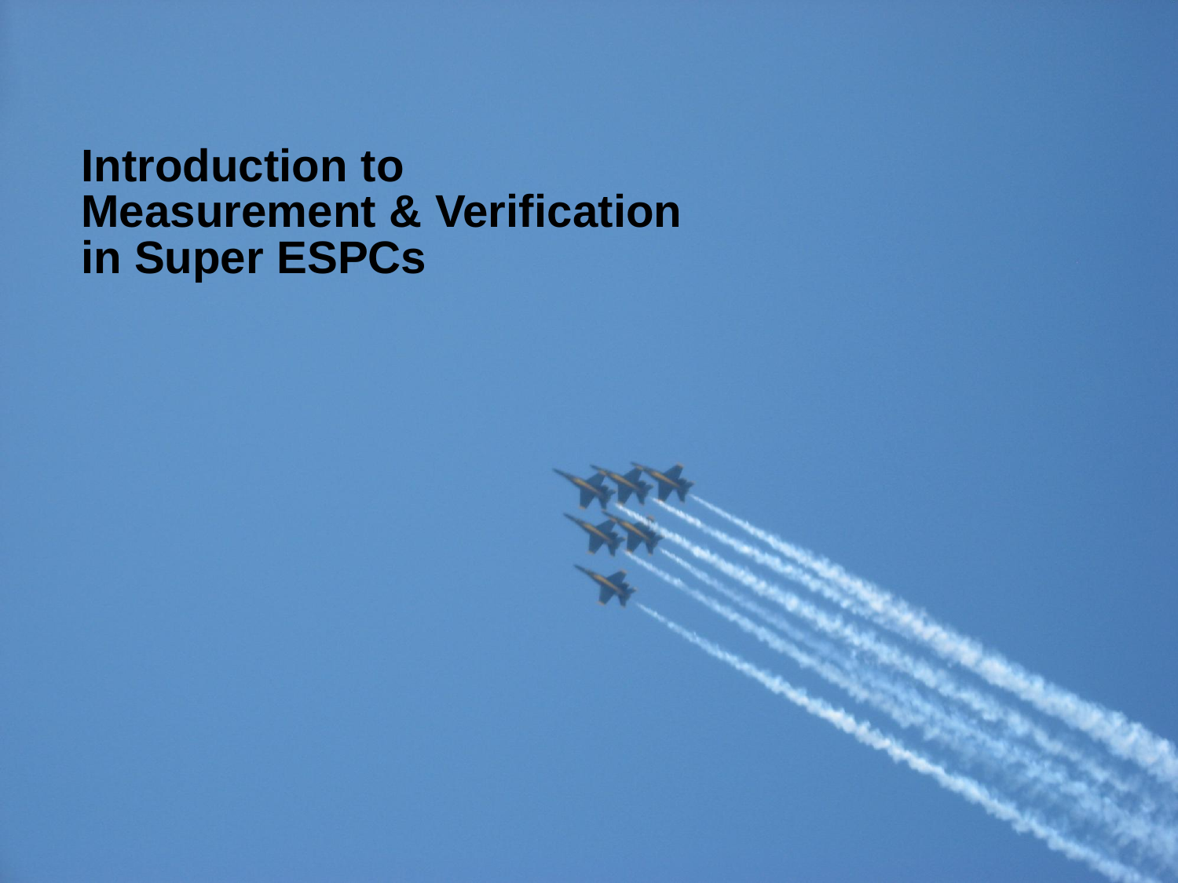# Introduction to Measurement & Verification in Super ESPCs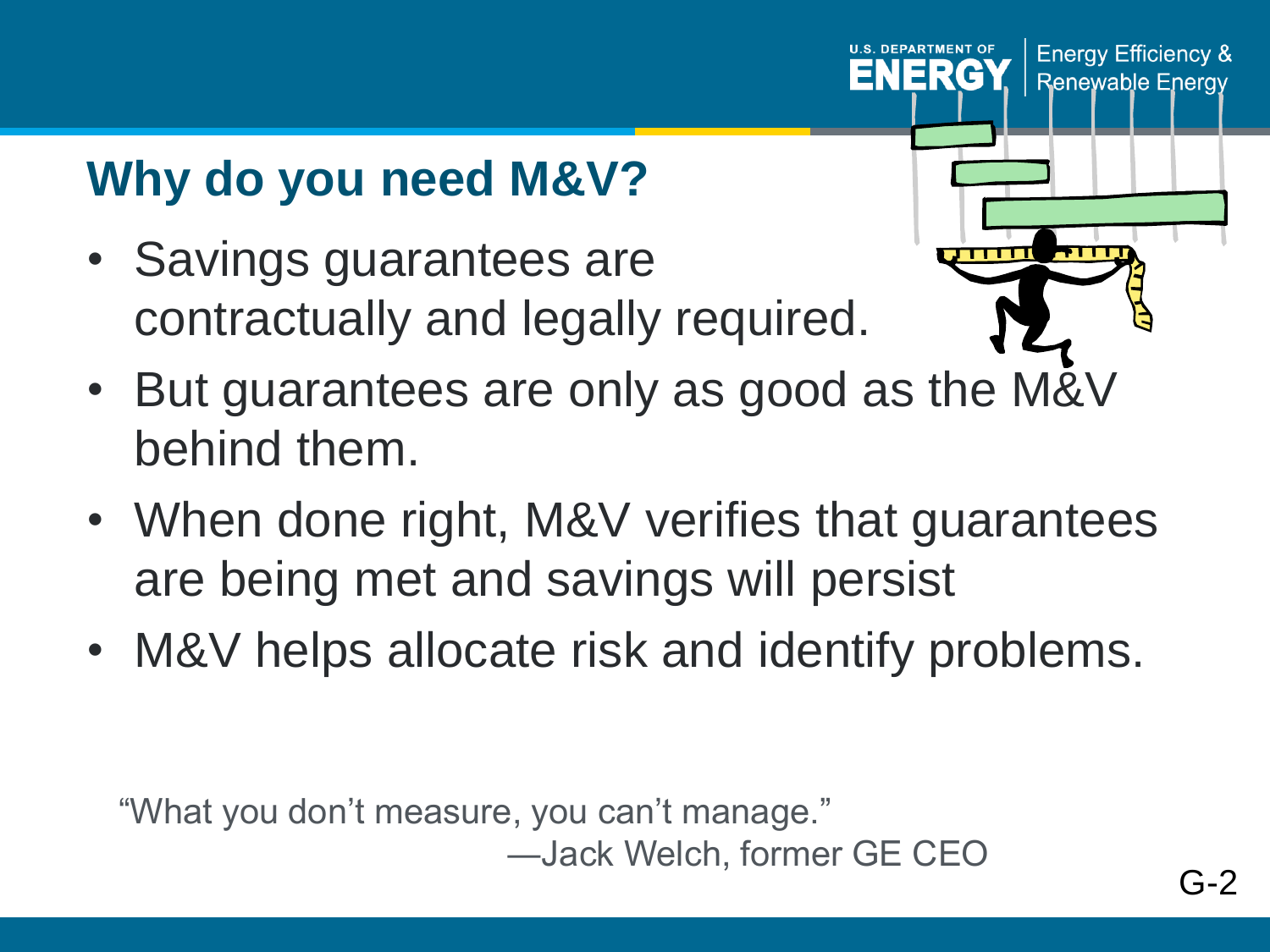## Why do you need M&V?

- Savings guarantees are contractually and legally required.
- But guarantees are only as good as the M&V behind them.
- When done right, M&V verifies that guarantees are being met and savings will persist
- M&V helps allocate risk and identify problems.

"What you don't measure, you can't manage."
—Jack Welch, former GE CEO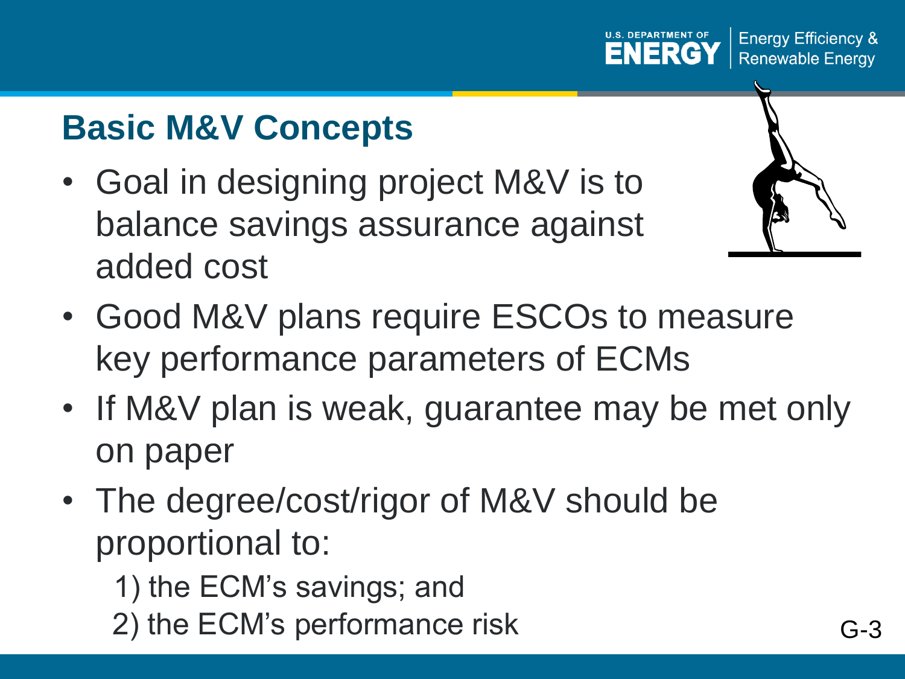## Basic M&V Concepts

- Goal in designing project M&V is to balance savings assurance against added cost
- Good M&V plans require ESCOs to measure key performance parameters of ECMs
- If M&V plan is weak, guarantee may be met only on paper
- The degree/cost/rigor of M&V should be proportional to:
  1) the ECM's savings; and
  2) the ECM's performance risk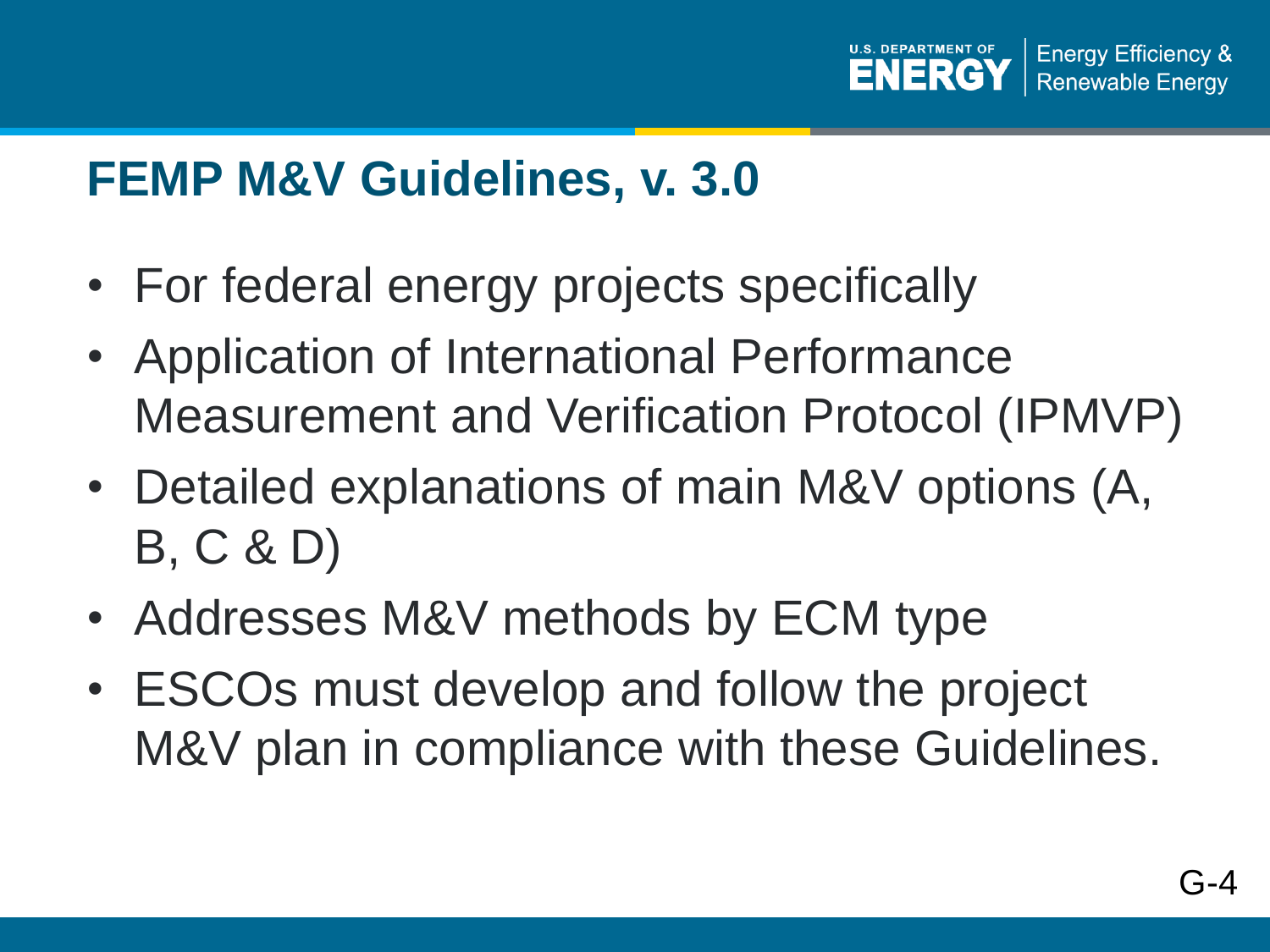# FEMP M&V Guidelines, v. 3.0

- For federal energy projects specifically
- Application of International Performance Measurement and Verification Protocol (IPMVP)
- Detailed explanations of main M&V options (A, B, C & D)
- Addresses M&V methods by ECM type
- ESCOs must develop and follow the project M&V plan in compliance with these Guidelines.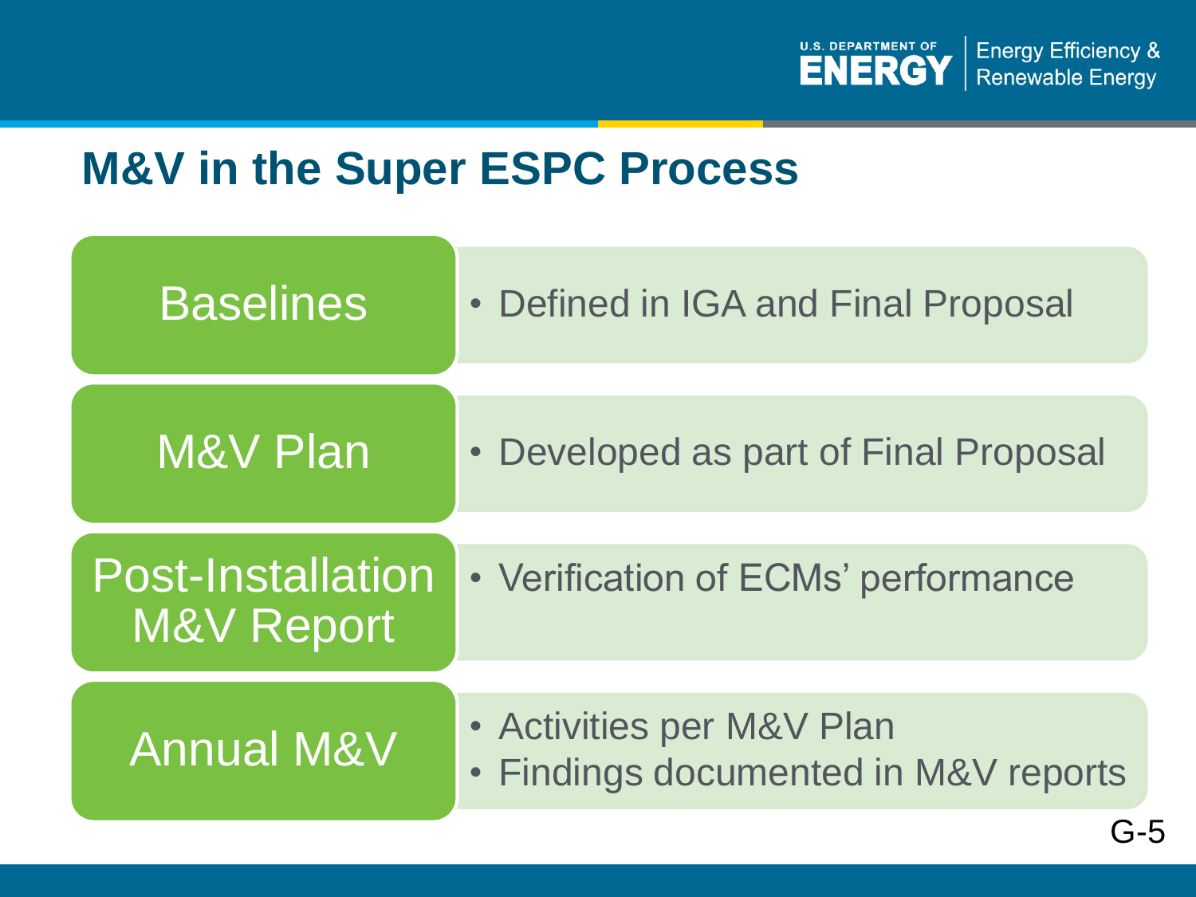# M&V in the Super ESPC Process

| | |
|---|---|
| Baselines | • Defined in IGA and Final Proposal |
| M&V Plan | • Developed as part of Final Proposal |
| Post-Installation M&V Report | • Verification of ECMs' performance |
| Annual M&V | • Activities per M&V Plan<br>• Findings documented in M&V reports |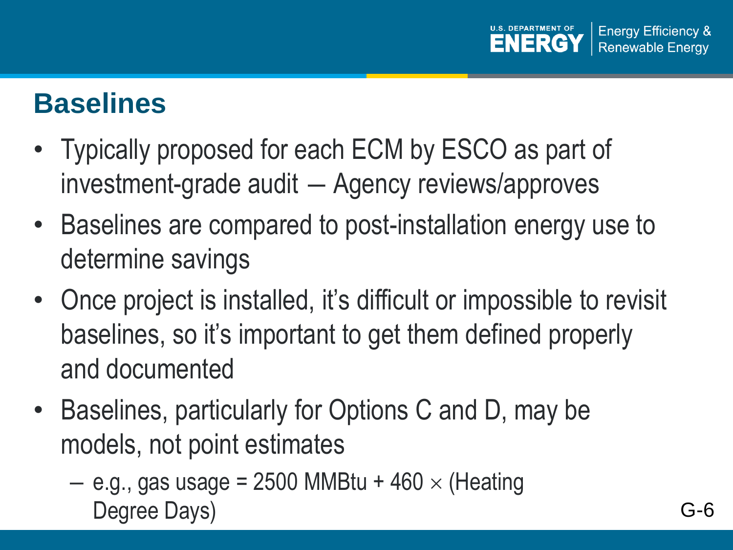# Baselines

- Typically proposed for each ECM by ESCO as part of investment-grade audit — Agency reviews/approves
- Baselines are compared to post-installation energy use to determine savings
- Once project is installed, it's difficult or impossible to revisit baselines, so it's important to get them defined properly and documented
- Baselines, particularly for Options C and D, may be models, not point estimates
  - e.g., gas usage = 2500 MMBtu + 460 $\times$ (Heating Degree Days)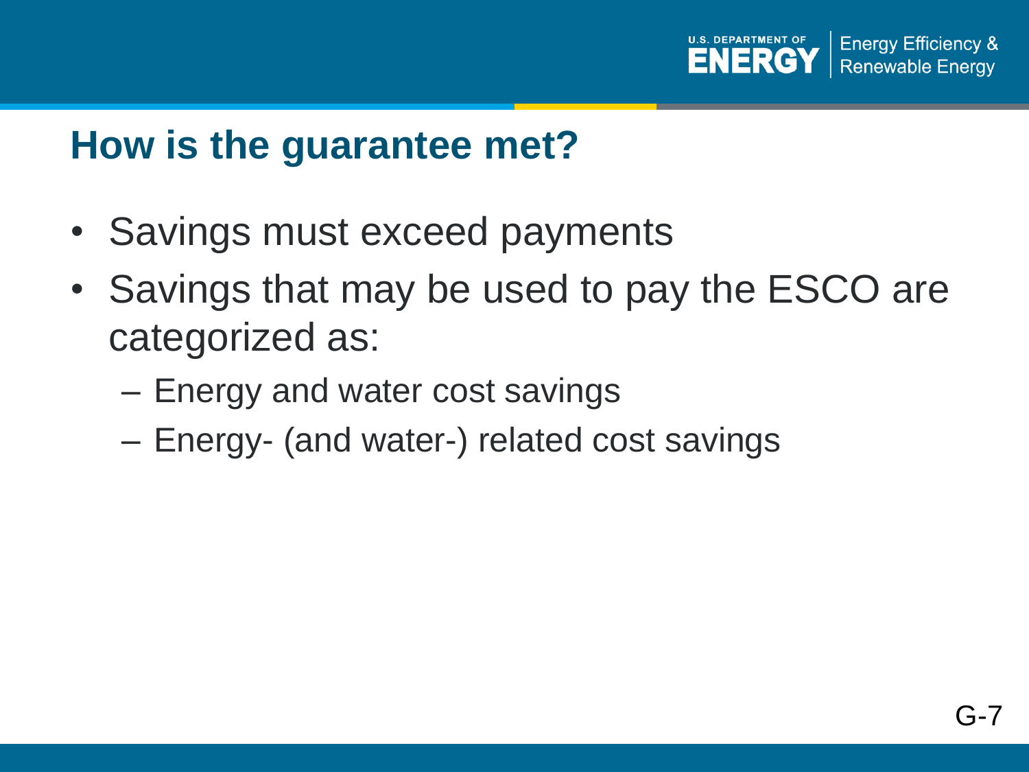## How is the guarantee met?

- Savings must exceed payments
- Savings that may be used to pay the ESCO are categorized as:
  - Energy and water cost savings
  - Energy- (and water-) related cost savings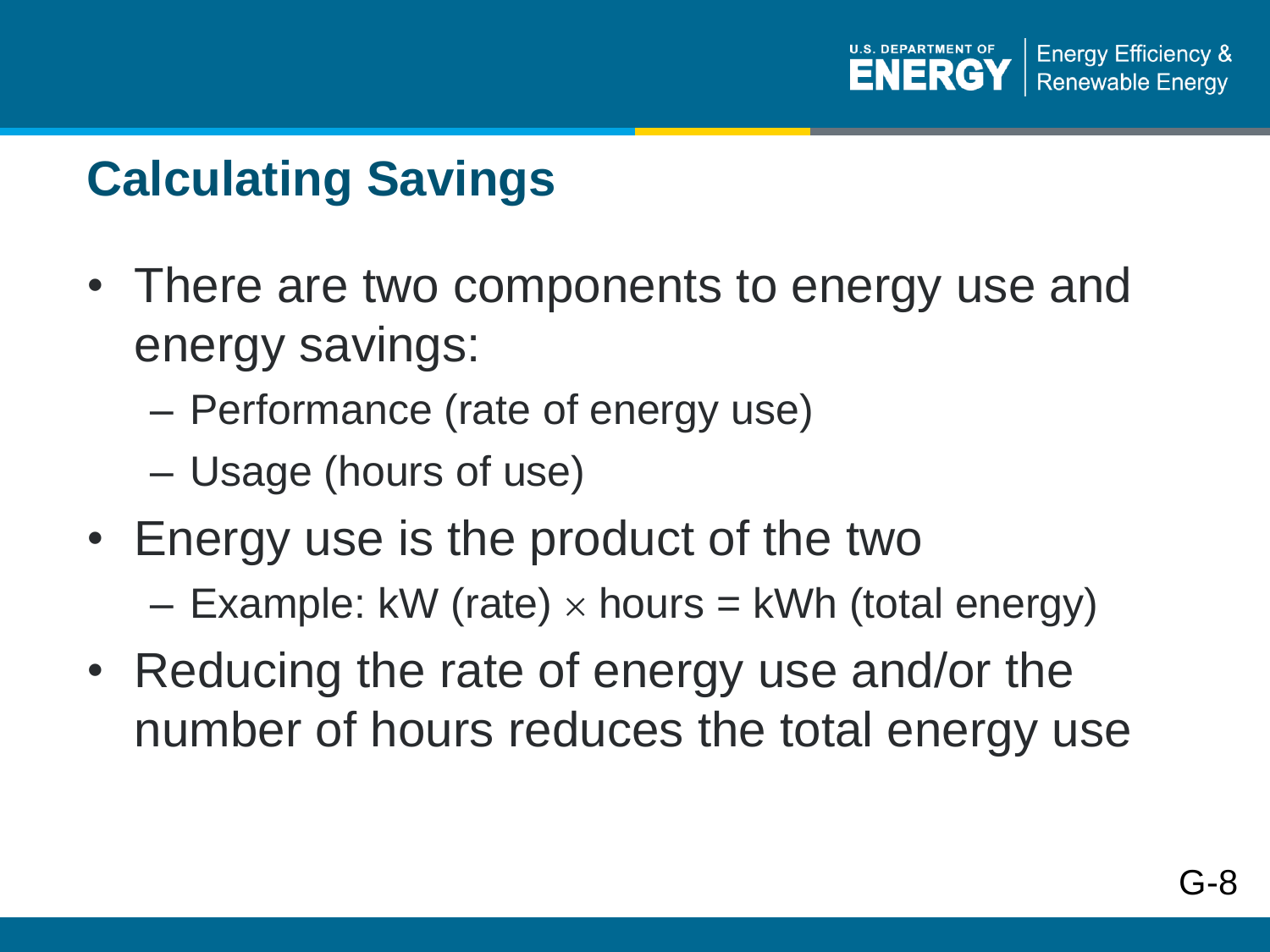## Calculating Savings

- There are two components to energy use and energy savings:
  - Performance (rate of energy use)
  - Usage (hours of use)
- Energy use is the product of the two
  - Example: kW (rate) $\times$ hours = kWh (total energy)
- Reducing the rate of energy use and/or the number of hours reduces the total energy use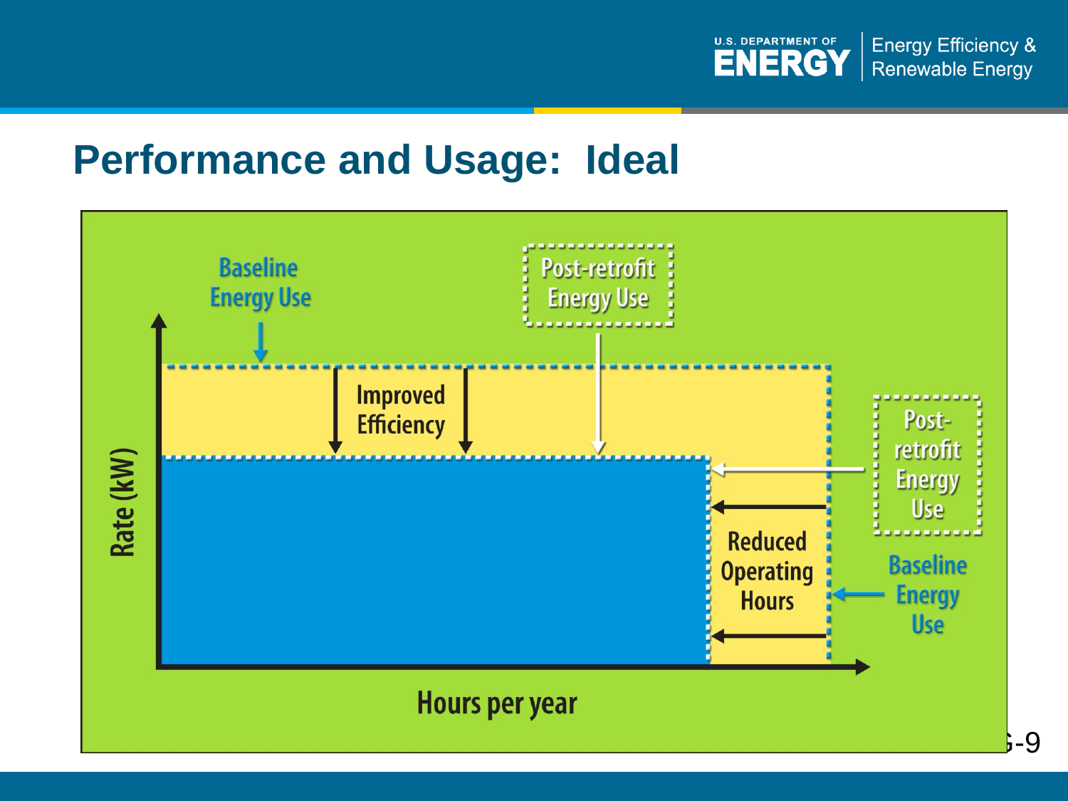# Performance and Usage: Ideal

Baseline Energy Use

Post-retrofit Energy Use

Improved Efficiency

Post-retrofit Energy Use

Reduced Operating Hours

Baseline Energy Use

Rate (kW)

Hours per year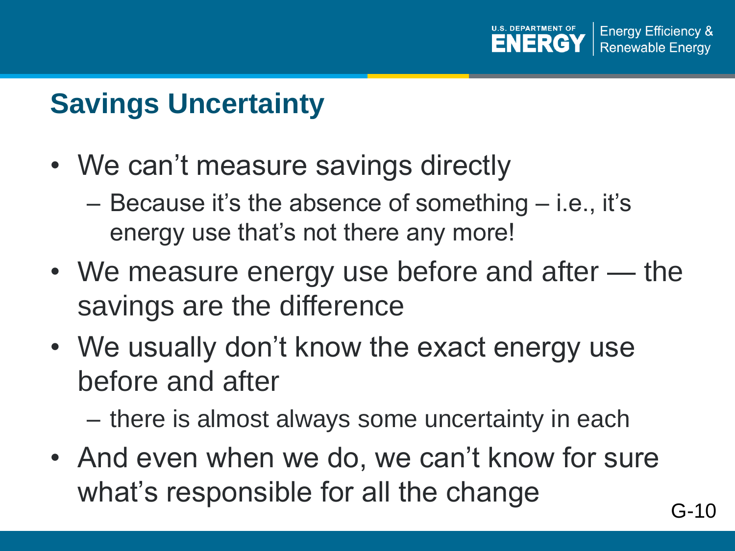## Savings Uncertainty

- We can't measure savings directly
  - Because it's the absence of something – i.e., it's energy use that's not there any more!
- We measure energy use before and after — the savings are the difference
- We usually don't know the exact energy use before and after
  - there is almost always some uncertainty in each
- And even when we do, we can't know for sure what's responsible for all the change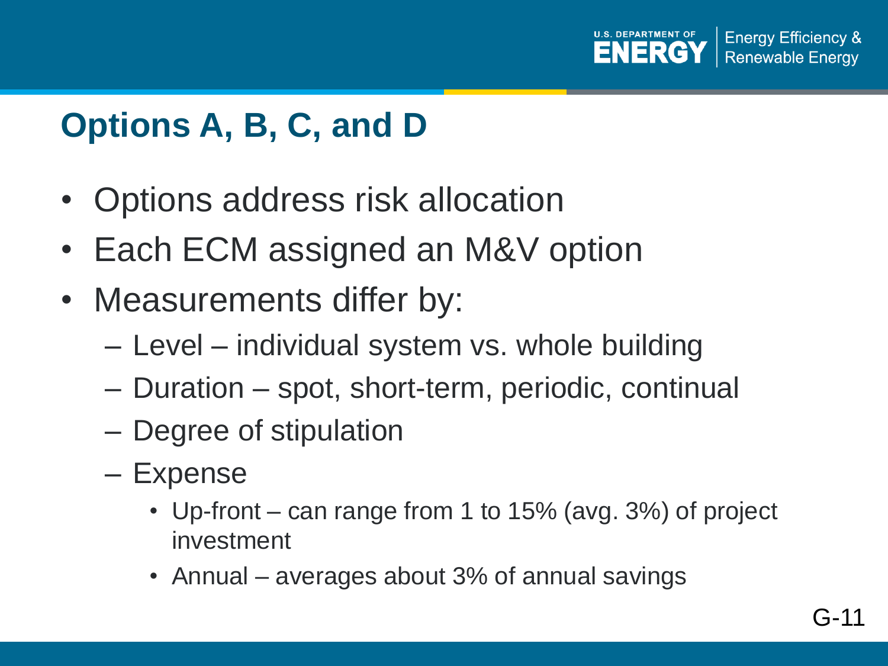## Options A, B, C, and D

- Options address risk allocation
- Each ECM assigned an M&V option
- Measurements differ by:
  - Level – individual system vs. whole building
  - Duration – spot, short-term, periodic, continual
  - Degree of stipulation
  - Expense
    - Up-front – can range from 1 to 15% (avg. 3%) of project investment
    - Annual – averages about 3% of annual savings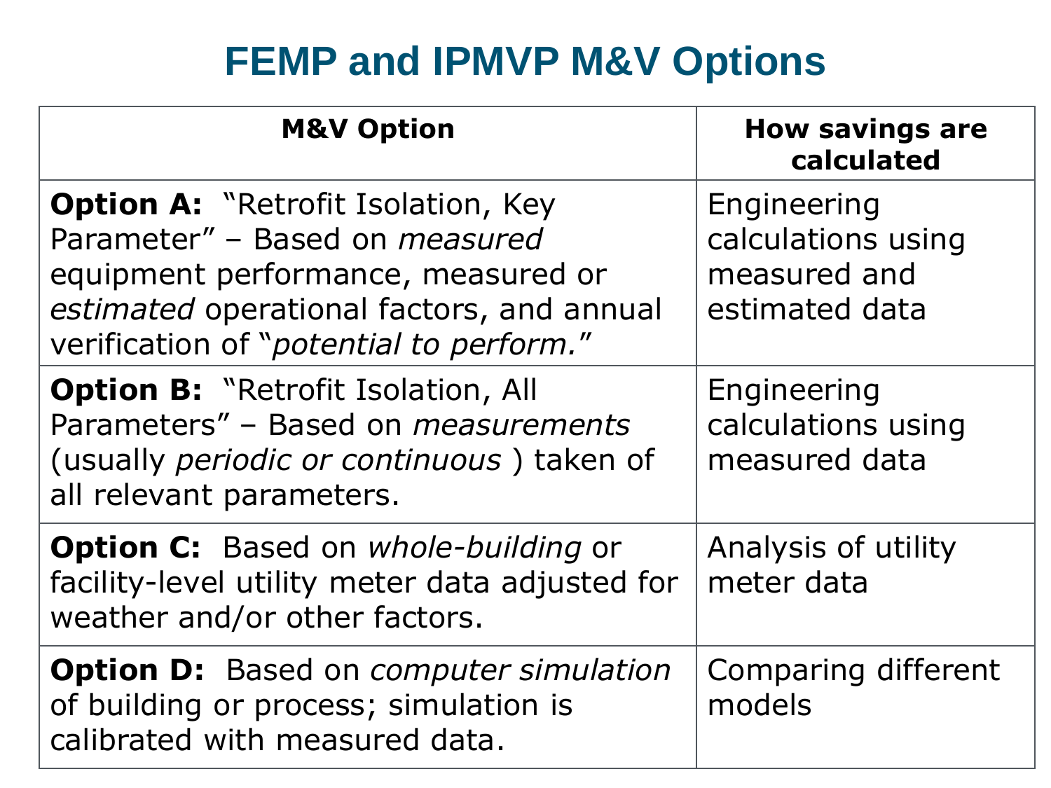# FEMP and IPMVP M&V Options

| M&V Option | How savings are calculated |
|---|---|
| **Option A:** "Retrofit Isolation, Key Parameter" – Based on *measured* equipment performance, measured or *estimated* operational factors, and annual verification of "*potential to perform.*" | Engineering calculations using measured and estimated data |
| **Option B:** "Retrofit Isolation, All Parameters" – Based on *measurements* (usually *periodic or continuous* ) taken of all relevant parameters. | Engineering calculations using measured data |
| **Option C:** Based on *whole-building* or facility-level utility meter data adjusted for weather and/or other factors. | Analysis of utility meter data |
| **Option D:** Based on *computer simulation* of building or process; simulation is calibrated with measured data. | Comparing different models |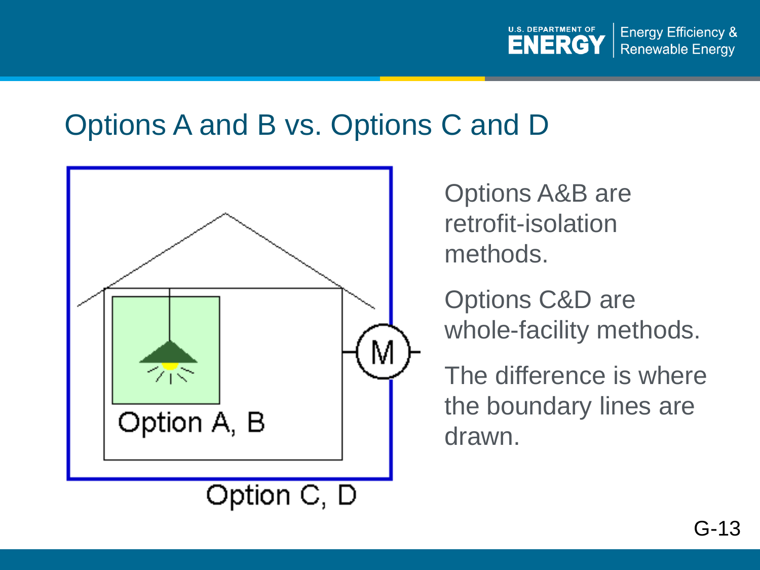# Options A and B vs. Options C and D

Option A, B

Option C, D

Options A&B are retrofit-isolation methods.

Options C&D are whole-facility methods.

The difference is where the boundary lines are drawn.